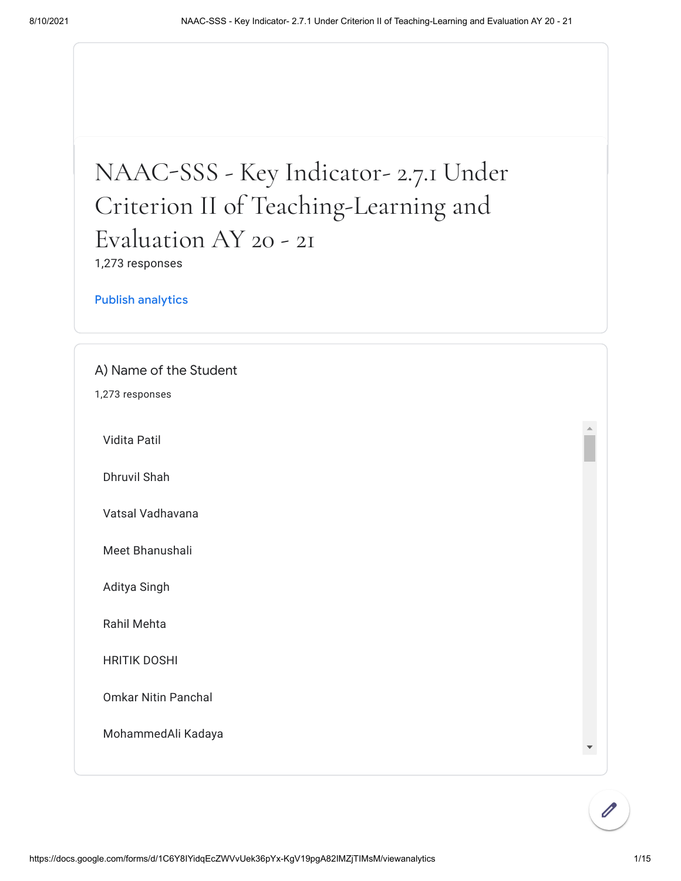# NAAC-SSS - Key Indicator- 2.7.1 Under Criterion II of Teaching-Learning and Evaluation AY 20 - 21

1,273 responses

Publish analytics

## A) Name of the Student

1,273 responses

Vidita Patil

Dhruvil Shah

Vatsal Vadhavana

Meet Bhanushali

Aditya Singh

Rahil Mehta

HRITIK DOSHI

Omkar Nitin Panchal

MohammedAli Kadaya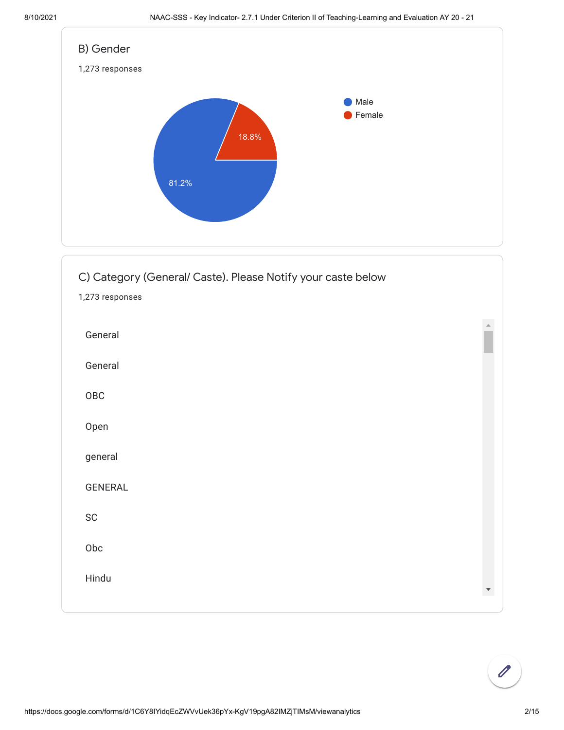## B) Gender

1,273 responses

- Male: 81.2%
- Female: 18.8%

## C) Category (General/ Caste). Please Notify your caste below

1,273 responses

General

General

OBC

Open

general

GENERAL

SC

Obc

Hindu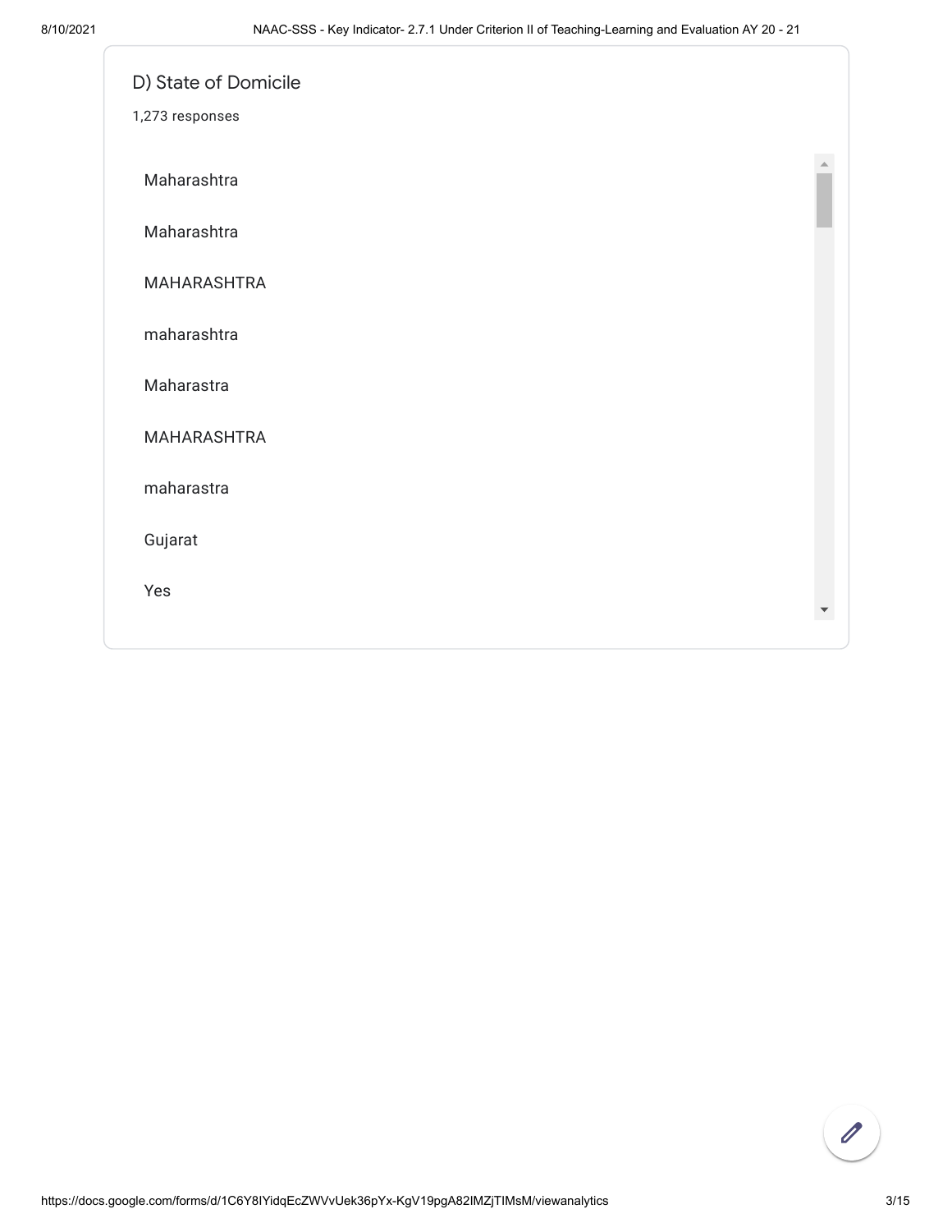## D) State of Domicile

1,273 responses

Maharashtra

Maharashtra

MAHARASHTRA

maharashtra

Maharastra

MAHARASHTRA

maharastra

Gujarat

Yes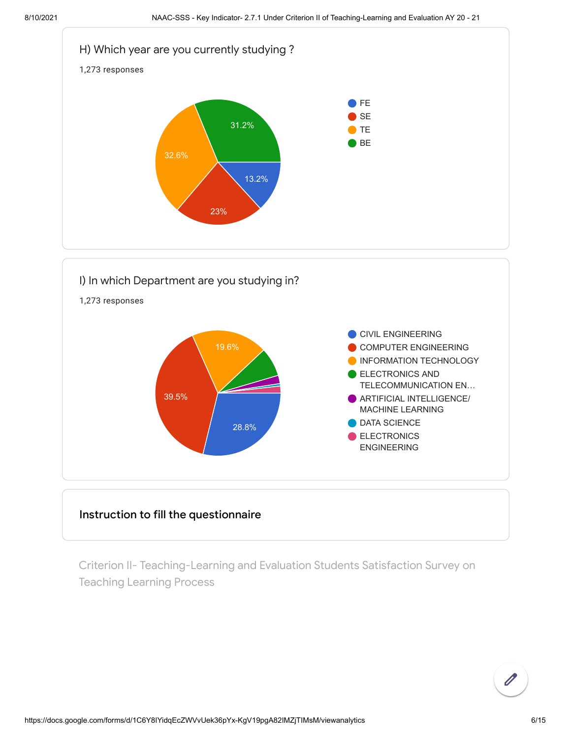H) Which year are you currently studying ?

1,273 responses

- FE
- SE
- TE
- BE

31.2%
32.6%
13.2%
23%

I) In which Department are you studying in?

1,273 responses

- CIVIL ENGINEERING
- COMPUTER ENGINEERING
- INFORMATION TECHNOLOGY
- ELECTRONICS AND TELECOMMUNICATION EN...
- ARTIFICIAL INTELLIGENCE/ MACHINE LEARNING
- DATA SCIENCE
- ELECTRONICS ENGINEERING

19.6%
39.5%
28.8%

**Instruction to fill the questionnaire**

Criterion II- Teaching-Learning and Evaluation Students Satisfaction Survey on Teaching Learning Process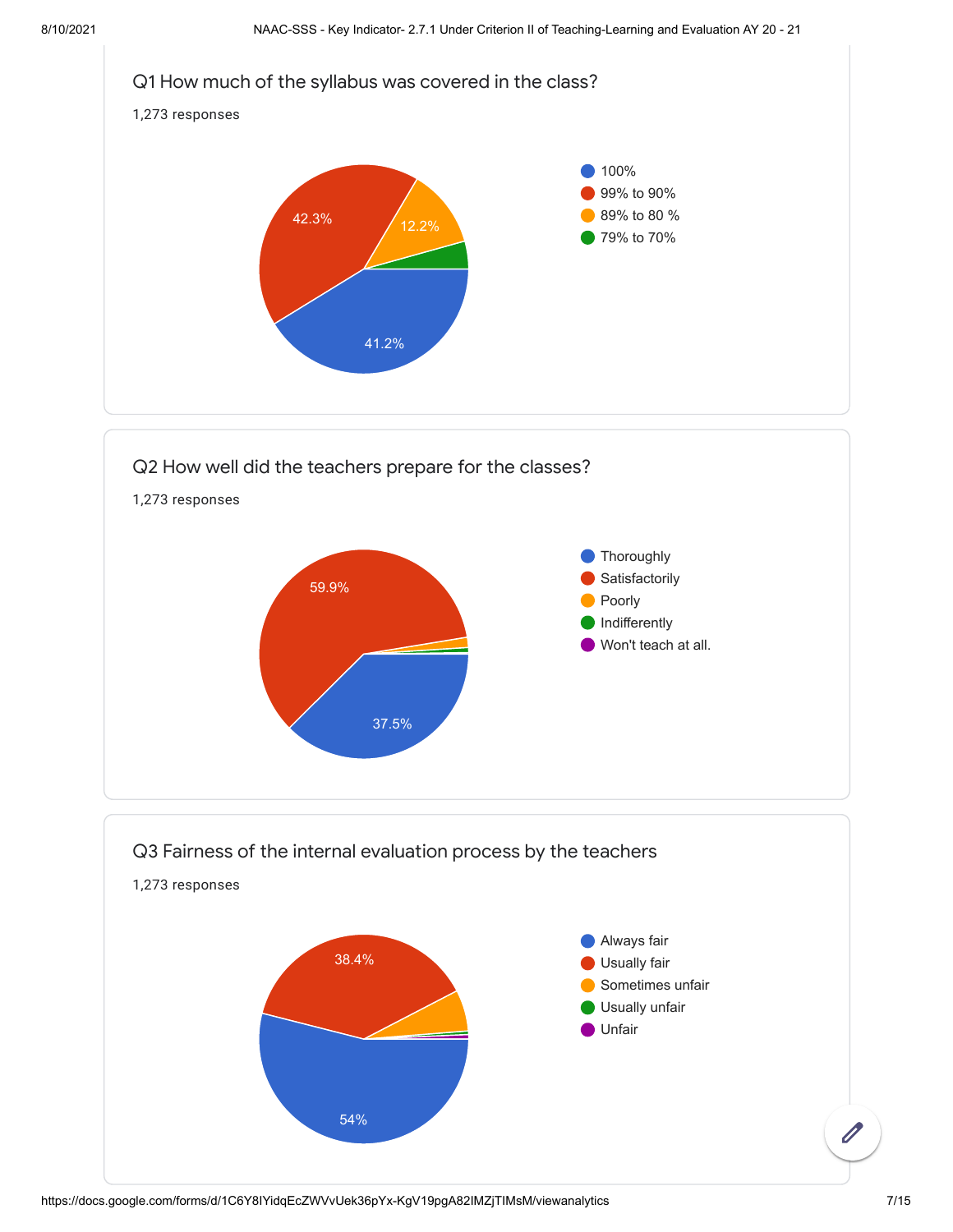## Q1 How much of the syllabus was covered in the class?

1,273 responses

- 100% — 41.2%
- 99% to 90% — 42.3%
- 89% to 80 % — 12.2%
- 79% to 70%

## Q2 How well did the teachers prepare for the classes?

1,273 responses

- Thoroughly — 37.5%
- Satisfactorily — 59.9%
- Poorly
- Indifferently
- Won't teach at all.

## Q3 Fairness of the internal evaluation process by the teachers

1,273 responses

- Always fair — 54%
- Usually fair — 38.4%
- Sometimes unfair
- Usually unfair
- Unfair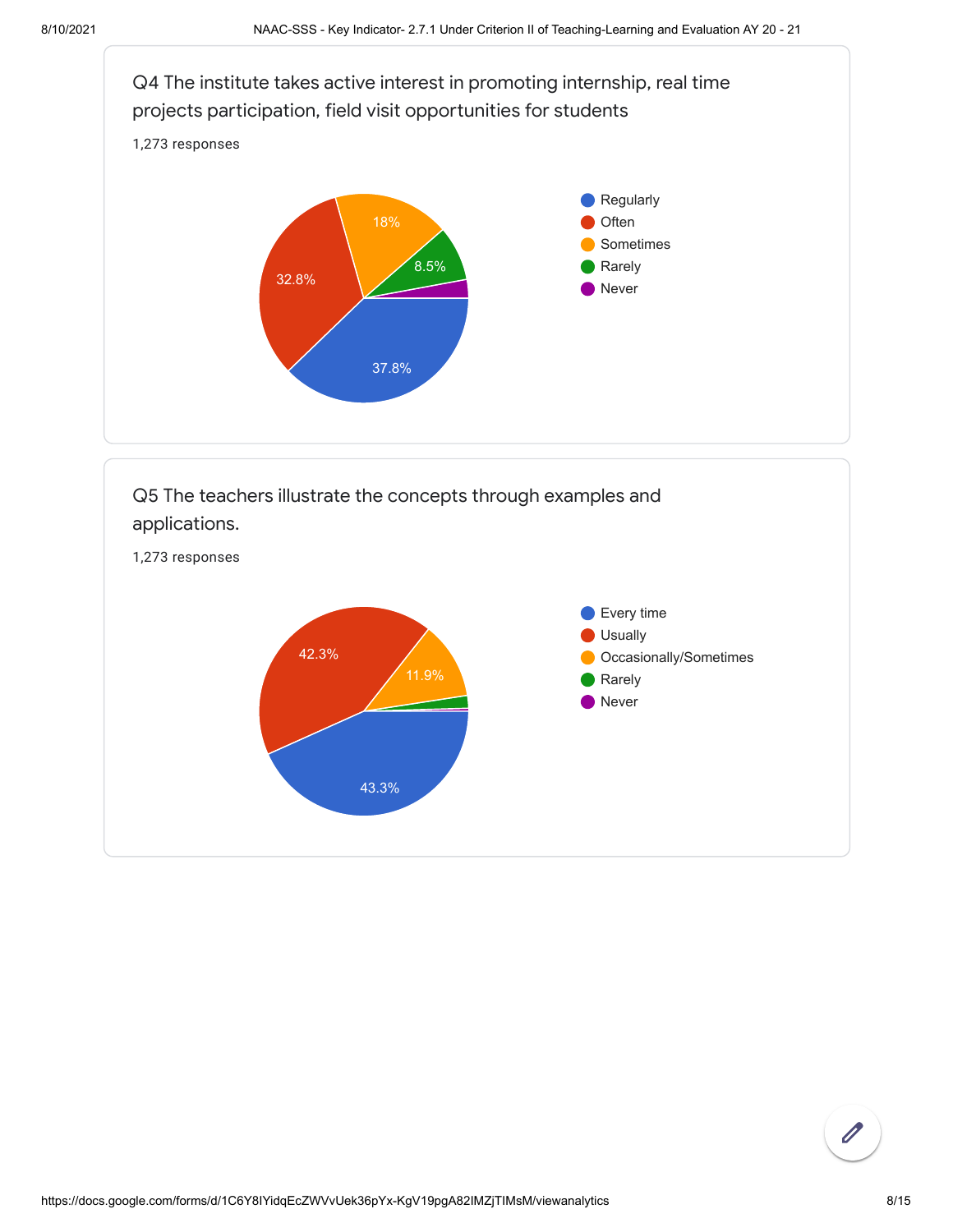## Q4 The institute takes active interest in promoting internship, real time projects participation, field visit opportunities for students

1,273 responses

| Response | Percentage |
| --- | --- |
| Regularly | 37.8% |
| Often | 32.8% |
| Sometimes | 18% |
| Rarely | 8.5% |
| Never | |

## Q5 The teachers illustrate the concepts through examples and applications.

1,273 responses

| Response | Percentage |
| --- | --- |
| Every time | 43.3% |
| Usually | 42.3% |
| Occasionally/Sometimes | 11.9% |
| Rarely | |
| Never | |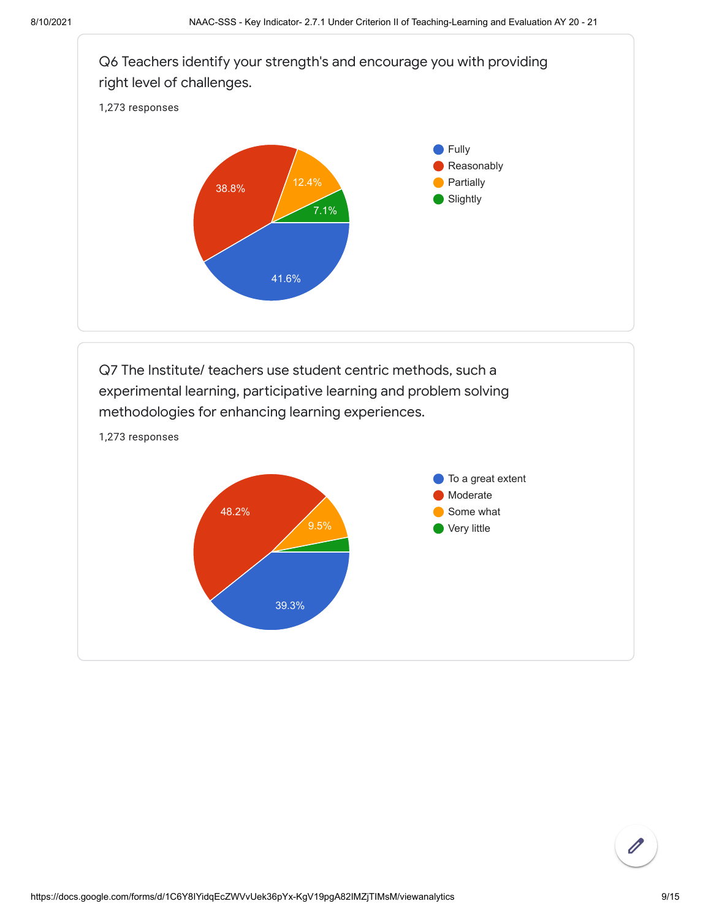Q6 Teachers identify your strength's and encourage you with providing right level of challenges.

1,273 responses

- Fully: 41.6%
- Reasonably: 38.8%
- Partially: 12.4%
- Slightly: 7.1%

Q7 The Institute/ teachers use student centric methods, such a experimental learning, participative learning and problem solving methodologies for enhancing learning experiences.

1,273 responses

- To a great extent: 39.3%
- Moderate: 48.2%
- Some what: 9.5%
- Very little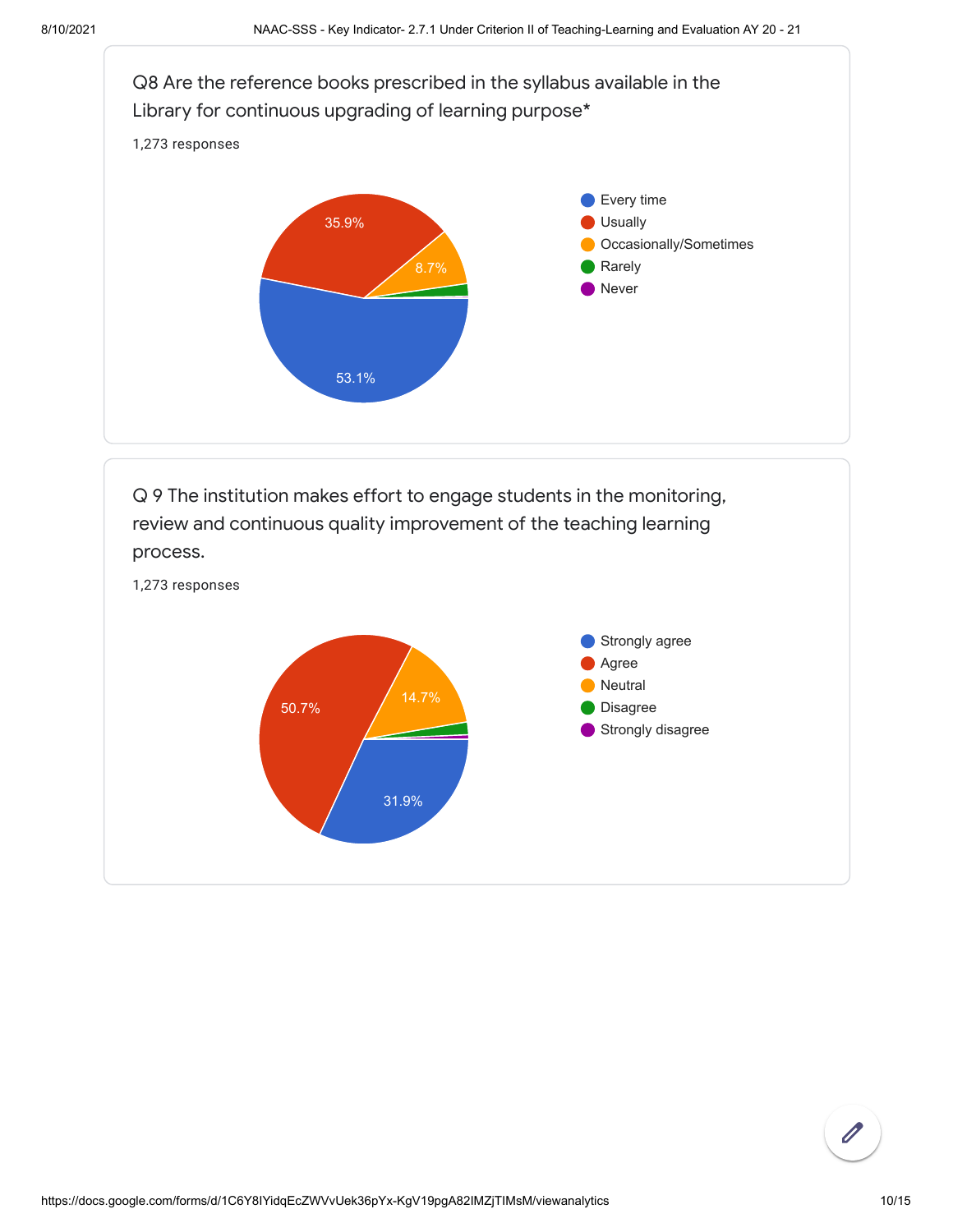Q8 Are the reference books prescribed in the syllabus available in the Library for continuous upgrading of learning purpose*

1,273 responses

- Every time: 53.1%
- Usually: 35.9%
- Occasionally/Sometimes: 8.7%
- Rarely
- Never

Q 9 The institution makes effort to engage students in the monitoring, review and continuous quality improvement of the teaching learning process.

1,273 responses

- Strongly agree: 31.9%
- Agree: 50.7%
- Neutral: 14.7%
- Disagree
- Strongly disagree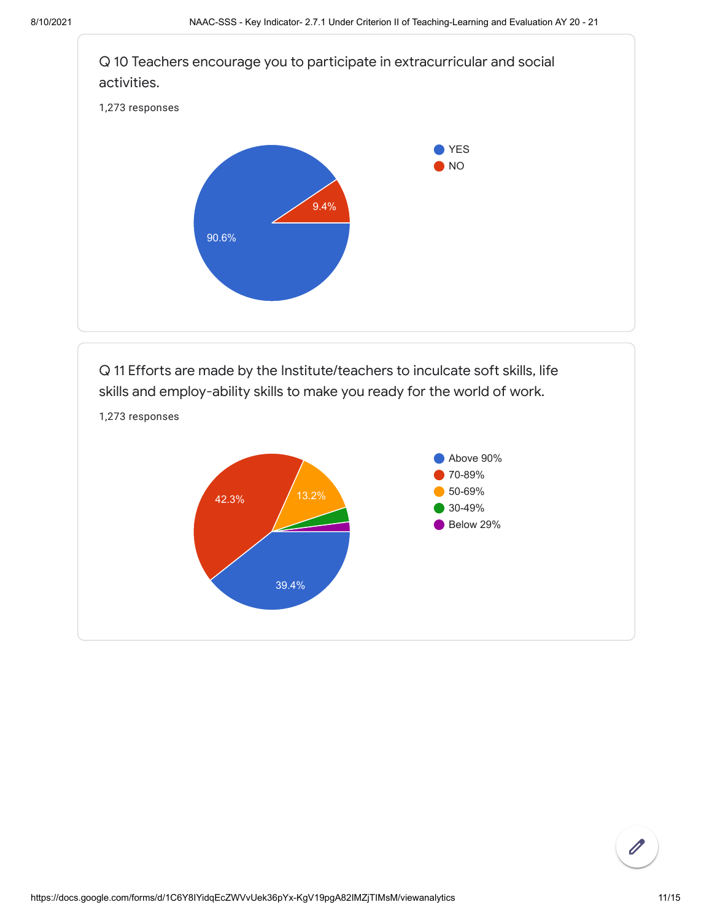Q 10 Teachers encourage you to participate in extracurricular and social activities.

1,273 responses

- YES
- NO

90.6%

9.4%

Q 11 Efforts are made by the Institute/teachers to inculcate soft skills, life skills and employ-ability skills to make you ready for the world of work.

1,273 responses

- Above 90%
- 70-89%
- 50-69%
- 30-49%
- Below 29%

42.3%

13.2%

39.4%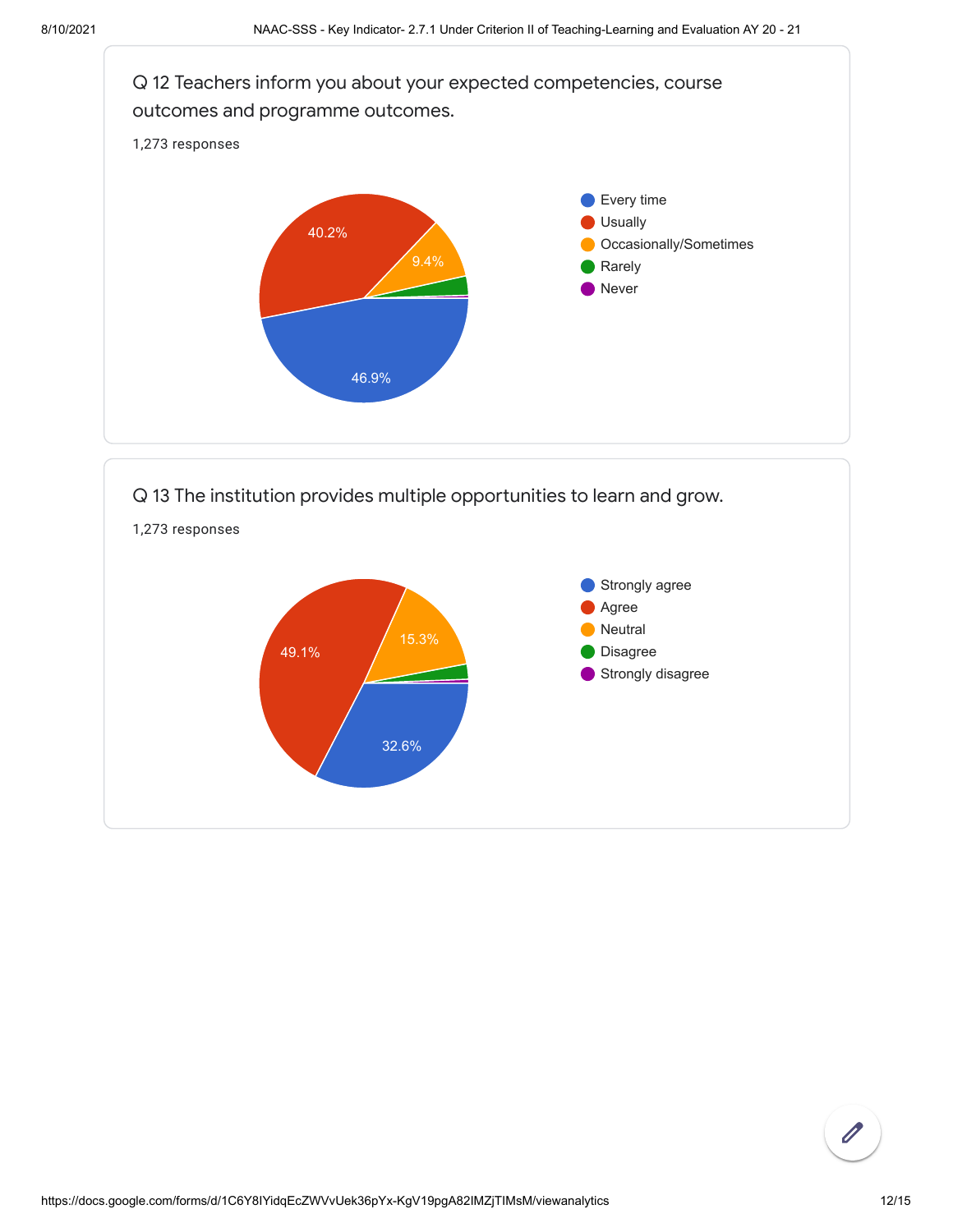## Q 12 Teachers inform you about your expected competencies, course outcomes and programme outcomes.

1,273 responses

| Response | Percentage |
| --- | --- |
| Every time | 46.9% |
| Usually | 40.2% |
| Occasionally/Sometimes | 9.4% |
| Rarely | |
| Never | |

## Q 13 The institution provides multiple opportunities to learn and grow.

1,273 responses

| Response | Percentage |
| --- | --- |
| Strongly agree | 32.6% |
| Agree | 49.1% |
| Neutral | 15.3% |
| Disagree | |
| Strongly disagree | |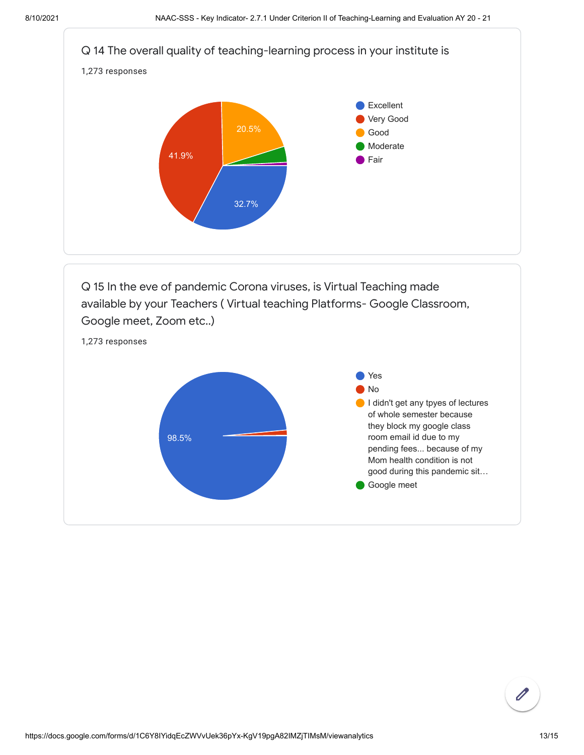## Q 14 The overall quality of teaching-learning process in your institute is

1,273 responses

- Excellent — 32.7%
- Very Good — 41.9%
- Good — 20.5%
- Moderate
- Fair

## Q 15 In the eve of pandemic Corona viruses, is Virtual Teaching made available by your Teachers ( Virtual teaching Platforms- Google Classroom, Google meet, Zoom etc..)

1,273 responses

- Yes — 98.5%
- No
- I didn't get any tpyes of lectures of whole semester because they block my google class room email id due to my pending fees... because of my Mom health condition is not good during this pandemic sit…
- Google meet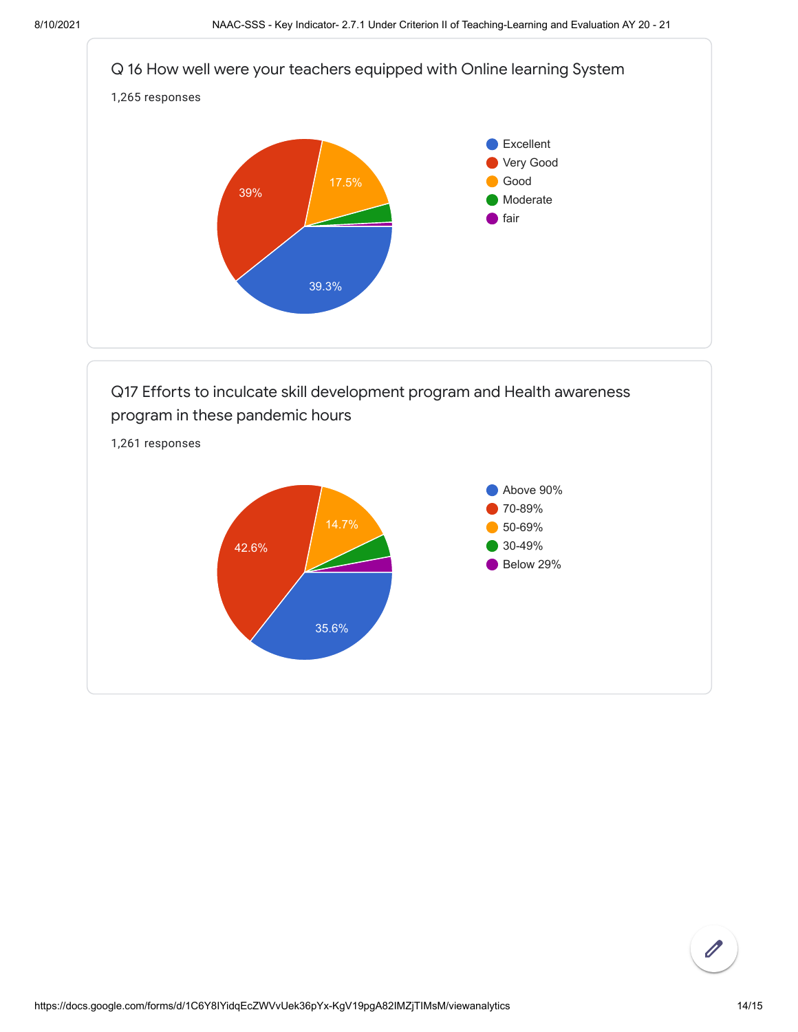Q 16 How well were your teachers equipped with Online learning System

1,265 responses

39%

17.5%

39.3%

Excellent

Very Good

Good

Moderate

fair

Q17 Efforts to inculcate skill development program and Health awareness program in these pandemic hours

1,261 responses

42.6%

14.7%

35.6%

Above 90%

70-89%

50-69%

30-49%

Below 29%